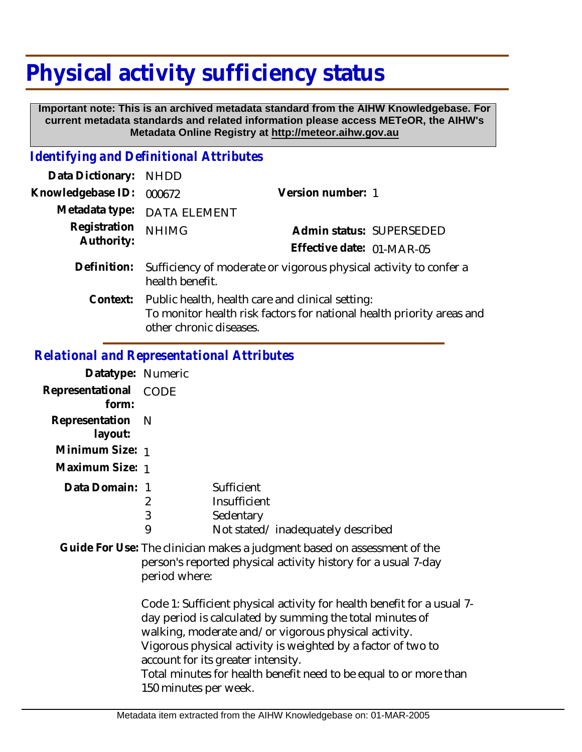# Physical activity sufficiency status

**Important note: This is an archived metadata standard from the AIHW Knowledgebase. For current metadata standards and related information please access METeOR, the AIHW's Metadata Online Registry at http://meteor.aihw.gov.au**

## *Identifying and Definitional Attributes*

| | | | |
|---|---|---|---|
| **Data Dictionary:** | NHDD | | |
| **Knowledgebase ID:** | 000672 | **Version number:** | 1 |
| **Metadata type:** | DATA ELEMENT | | |
| **Registration Authority:** | NHIMG | **Admin status:** | SUPERSEDED |
| | | **Effective date:** | 01-MAR-05 |

**Definition:** Sufficiency of moderate or vigorous physical activity to confer a health benefit.

**Context:** Public health, health care and clinical setting:
To monitor health risk factors for national health priority areas and other chronic diseases.

## *Relational and Representational Attributes*

**Datatype:** Numeric

**Representational form:** CODE

**Representation layout:** N

**Minimum Size:** 1

**Maximum Size:** 1

**Data Domain:**

| Code | Description |
|---|---|
| 1 | Sufficient |
| 2 | Insufficient |
| 3 | Sedentary |
| 9 | Not stated/ inadequately described |

**Guide For Use:** The clinician makes a judgment based on assessment of the person's reported physical activity history for a usual 7-day period where:

Code 1: Sufficient physical activity for health benefit for a usual 7-day period is calculated by summing the total minutes of walking, moderate and/ or vigorous physical activity.
Vigorous physical activity is weighted by a factor of two to account for its greater intensity.
Total minutes for health benefit need to be equal to or more than 150 minutes per week.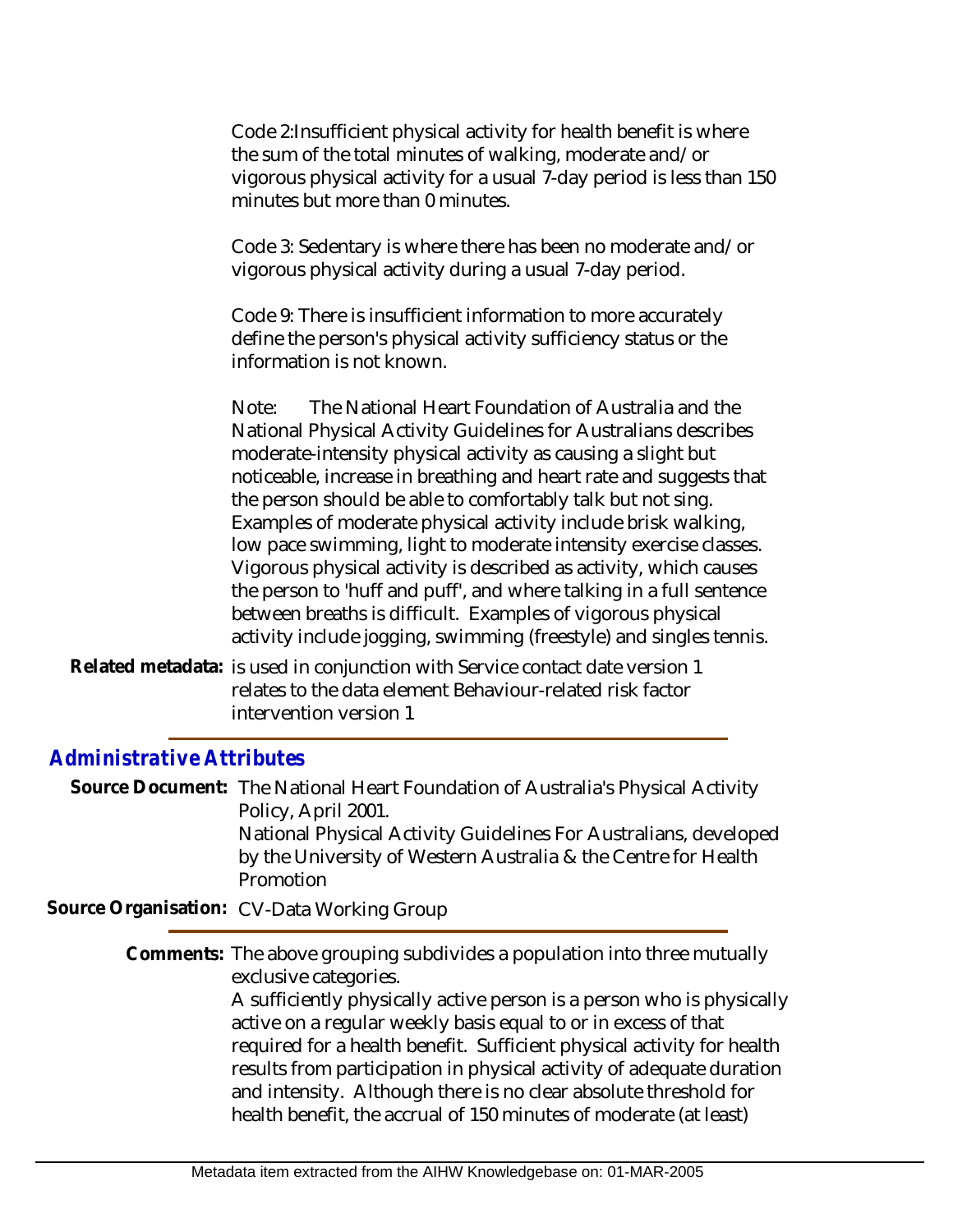Code 2:Insufficient physical activity for health benefit is where the sum of the total minutes of walking, moderate and/or vigorous physical activity for a usual 7-day period is less than 150 minutes but more than 0 minutes.

Code 3: Sedentary is where there has been no moderate and/or vigorous physical activity during a usual 7-day period.

Code 9: There is insufficient information to more accurately define the person's physical activity sufficiency status or the information is not known.

Note: The National Heart Foundation of Australia and the National Physical Activity Guidelines for Australians describes moderate-intensity physical activity as causing a slight but noticeable, increase in breathing and heart rate and suggests that the person should be able to comfortably talk but not sing. Examples of moderate physical activity include brisk walking, low pace swimming, light to moderate intensity exercise classes. Vigorous physical activity is described as activity, which causes the person to 'huff and puff', and where talking in a full sentence between breaths is difficult. Examples of vigorous physical activity include jogging, swimming (freestyle) and singles tennis.

**Related metadata:** is used in conjunction with Service contact date version 1
relates to the data element Behaviour-related risk factor intervention version 1

## Administrative Attributes

**Source Document:** The National Heart Foundation of Australia's Physical Activity Policy, April 2001.
National Physical Activity Guidelines For Australians, developed by the University of Western Australia & the Centre for Health Promotion

**Source Organisation:** CV-Data Working Group

**Comments:** The above grouping subdivides a population into three mutually exclusive categories.
A sufficiently physically active person is a person who is physically active on a regular weekly basis equal to or in excess of that required for a health benefit. Sufficient physical activity for health results from participation in physical activity of adequate duration and intensity. Although there is no clear absolute threshold for health benefit, the accrual of 150 minutes of moderate (at least)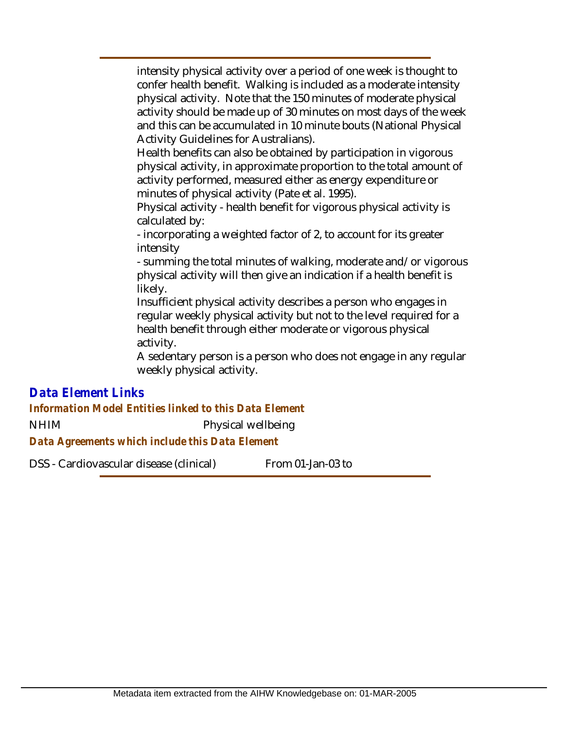intensity physical activity over a period of one week is thought to confer health benefit. Walking is included as a moderate intensity physical activity. Note that the 150 minutes of moderate physical activity should be made up of 30 minutes on most days of the week and this can be accumulated in 10 minute bouts (National Physical Activity Guidelines for Australians).

Health benefits can also be obtained by participation in vigorous physical activity, in approximate proportion to the total amount of activity performed, measured either as energy expenditure or minutes of physical activity (Pate et al. 1995).

Physical activity - health benefit for vigorous physical activity is calculated by:

- incorporating a weighted factor of 2, to account for its greater intensity
- summing the total minutes of walking, moderate and/or vigorous physical activity will then give an indication if a health benefit is likely.

Insufficient physical activity describes a person who engages in regular weekly physical activity but not to the level required for a health benefit through either moderate or vigorous physical activity.

A sedentary person is a person who does not engage in any regular weekly physical activity.

## Data Element Links

### Information Model Entities linked to this Data Element

| | |
|---|---|
| NHIM | Physical wellbeing |

### Data Agreements which include this Data Element

| | |
|---|---|
| DSS - Cardiovascular disease (clinical) | From 01-Jan-03 to |

Metadata item extracted from the AIHW Knowledgebase on: 01-MAR-2005